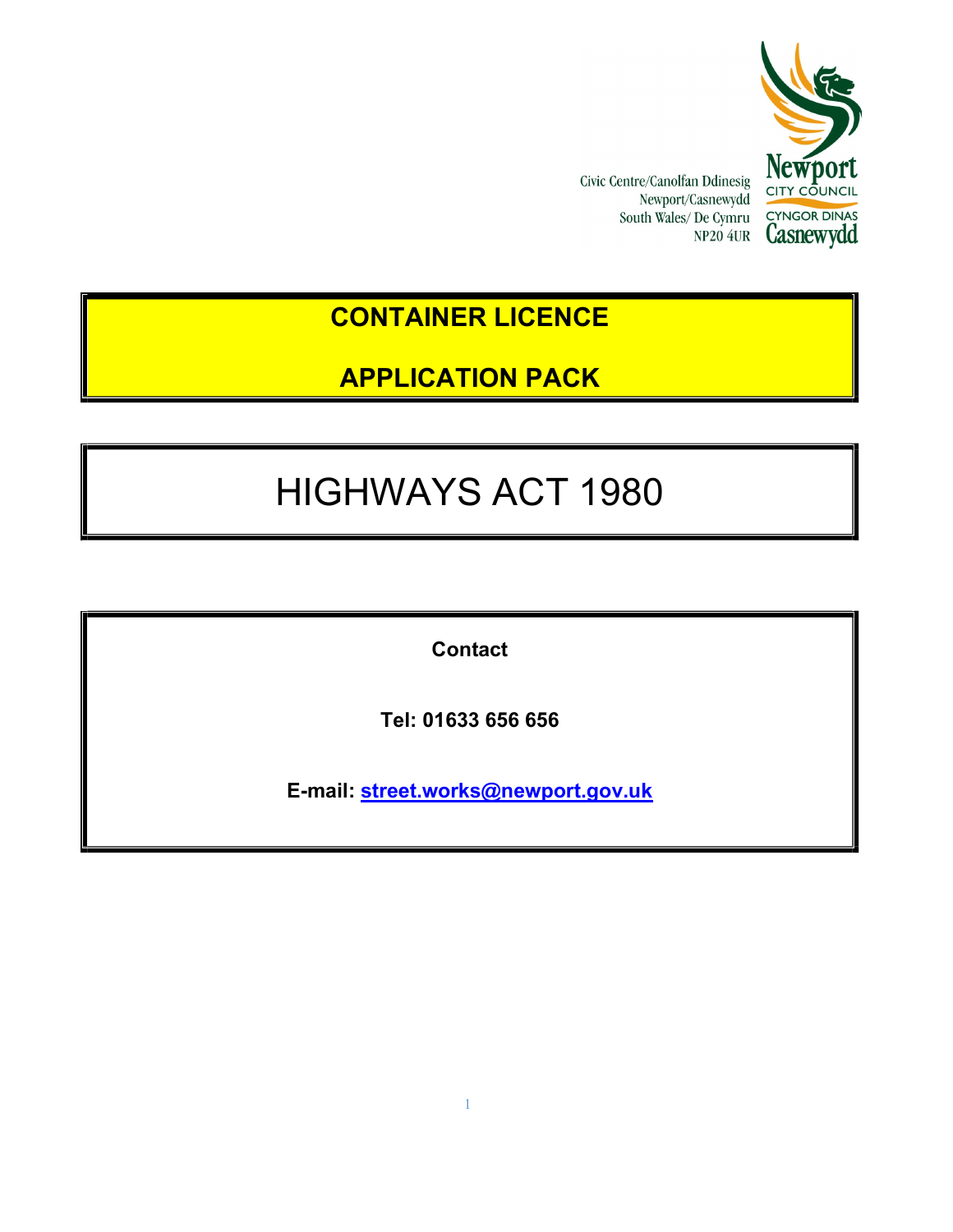Civic Centre/Canolfan Ddinesig
Newport/Casnewydd
South Wales/ De Cymru
NP20 4UR

Newport
CITY COUNCIL
CYNGOR DINAS
Casnewydd

# CONTAINER LICENCE

# APPLICATION PACK

# HIGHWAYS ACT 1980

**Contact**

**Tel: 01633 656 656**

**E-mail: street.works@newport.gov.uk**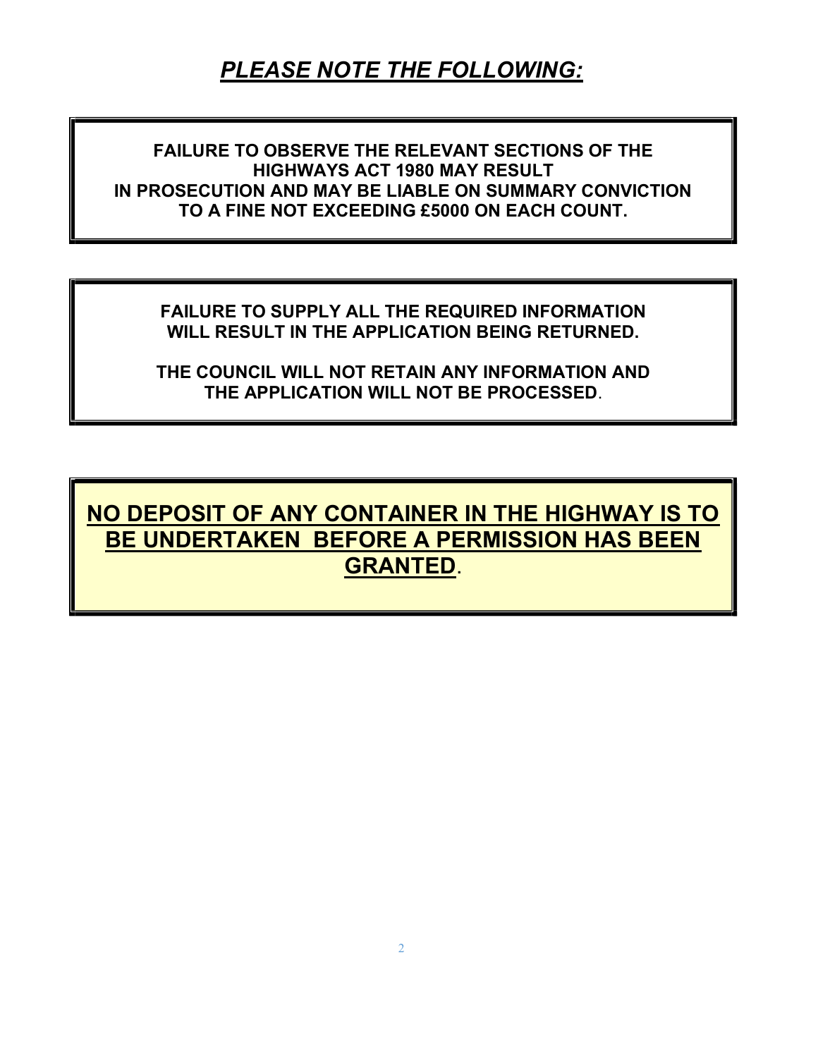## ***PLEASE NOTE THE FOLLOWING:***

**FAILURE TO OBSERVE THE RELEVANT SECTIONS OF THE HIGHWAYS ACT 1980 MAY RESULT IN PROSECUTION AND MAY BE LIABLE ON SUMMARY CONVICTION TO A FINE NOT EXCEEDING £5000 ON EACH COUNT.**

**FAILURE TO SUPPLY ALL THE REQUIRED INFORMATION WILL RESULT IN THE APPLICATION BEING RETURNED.**

**THE COUNCIL WILL NOT RETAIN ANY INFORMATION AND THE APPLICATION WILL NOT BE PROCESSED**.

**NO DEPOSIT OF ANY CONTAINER IN THE HIGHWAY IS TO BE UNDERTAKEN BEFORE A PERMISSION HAS BEEN GRANTED.**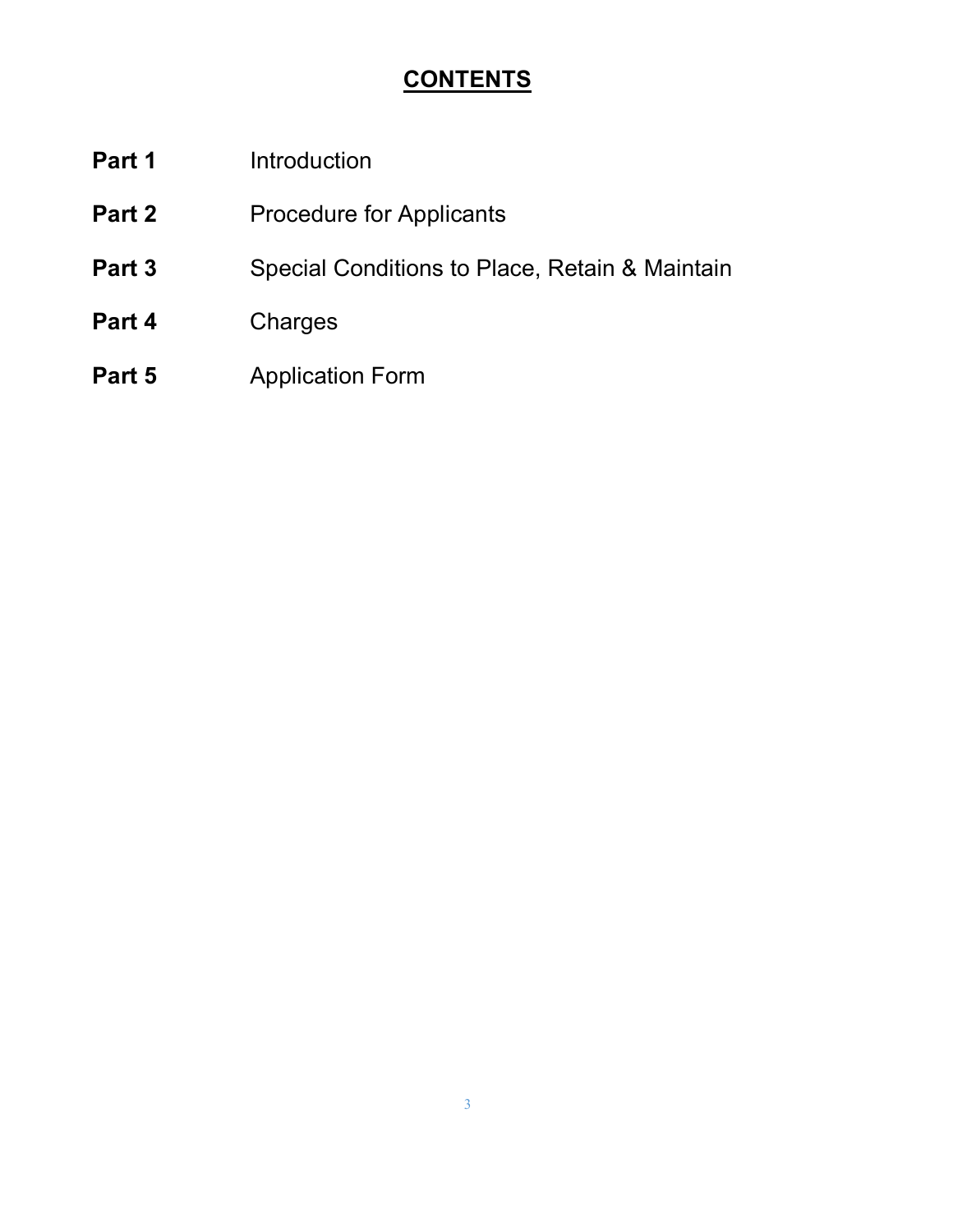# **CONTENTS**

| | |
|---|---|
| **Part 1** | Introduction |
| **Part 2** | Procedure for Applicants |
| **Part 3** | Special Conditions to Place, Retain & Maintain |
| **Part 4** | Charges |
| **Part 5** | Application Form |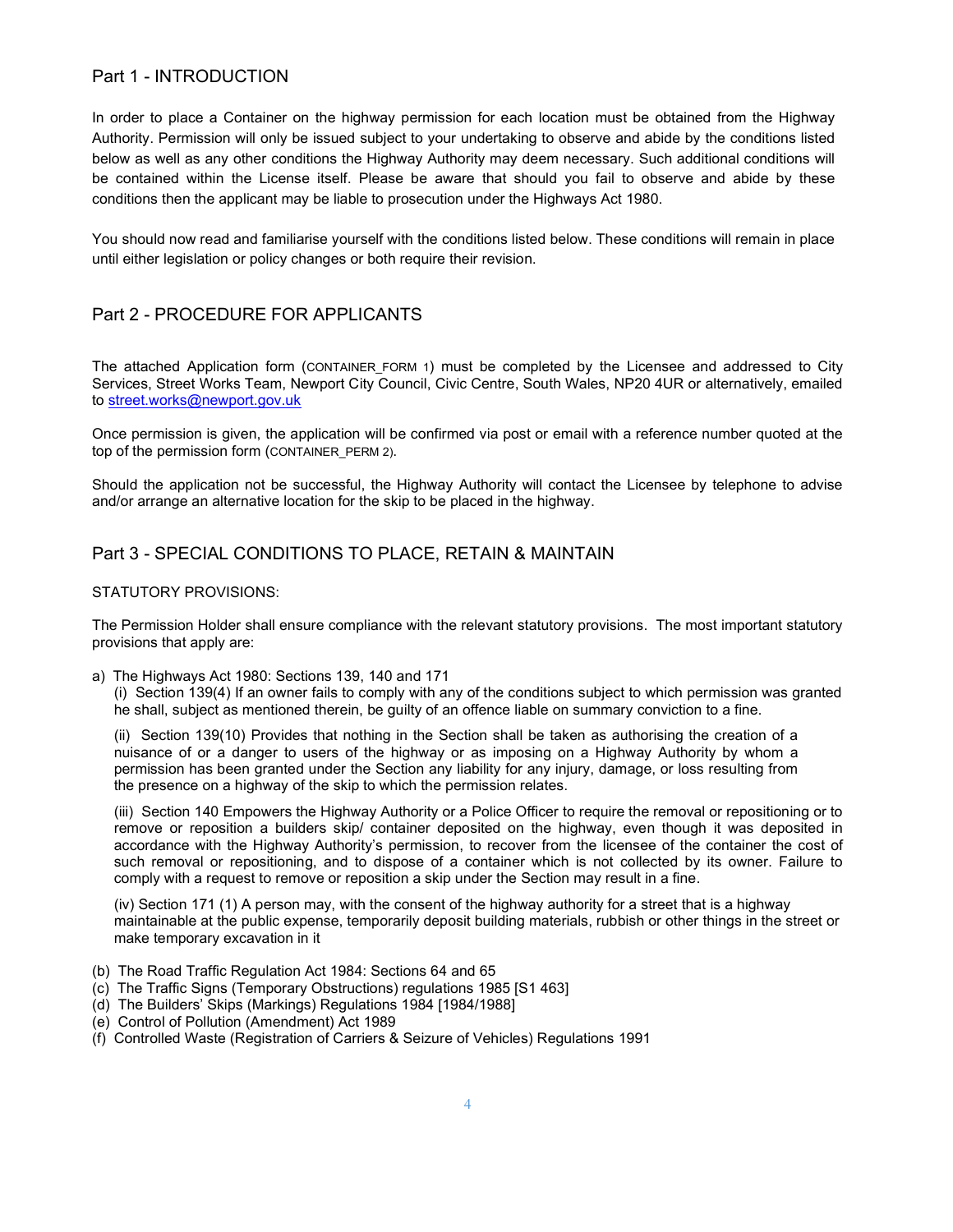## Part 1 - INTRODUCTION

In order to place a Container on the highway permission for each location must be obtained from the Highway Authority. Permission will only be issued subject to your undertaking to observe and abide by the conditions listed below as well as any other conditions the Highway Authority may deem necessary. Such additional conditions will be contained within the License itself. Please be aware that should you fail to observe and abide by these conditions then the applicant may be liable to prosecution under the Highways Act 1980.

You should now read and familiarise yourself with the conditions listed below. These conditions will remain in place until either legislation or policy changes or both require their revision.

## Part 2 - PROCEDURE FOR APPLICANTS

The attached Application form (CONTAINER_FORM 1) must be completed by the Licensee and addressed to City Services, Street Works Team, Newport City Council, Civic Centre, South Wales, NP20 4UR or alternatively, emailed to street.works@newport.gov.uk

Once permission is given, the application will be confirmed via post or email with a reference number quoted at the top of the permission form (CONTAINER_PERM 2).

Should the application not be successful, the Highway Authority will contact the Licensee by telephone to advise and/or arrange an alternative location for the skip to be placed in the highway.

## Part 3 - SPECIAL CONDITIONS TO PLACE, RETAIN & MAINTAIN

STATUTORY PROVISIONS:

The Permission Holder shall ensure compliance with the relevant statutory provisions. The most important statutory provisions that apply are:

a) The Highways Act 1980: Sections 139, 140 and 171

   (i) Section 139(4) If an owner fails to comply with any of the conditions subject to which permission was granted he shall, subject as mentioned therein, be guilty of an offence liable on summary conviction to a fine.

   (ii) Section 139(10) Provides that nothing in the Section shall be taken as authorising the creation of a nuisance of or a danger to users of the highway or as imposing on a Highway Authority by whom a permission has been granted under the Section any liability for any injury, damage, or loss resulting from the presence on a highway of the skip to which the permission relates.

   (iii) Section 140 Empowers the Highway Authority or a Police Officer to require the removal or repositioning or to remove or reposition a builders skip/ container deposited on the highway, even though it was deposited in accordance with the Highway Authority's permission, to recover from the licensee of the container the cost of such removal or repositioning, and to dispose of a container which is not collected by its owner. Failure to comply with a request to remove or reposition a skip under the Section may result in a fine.

   (iv) Section 171 (1) A person may, with the consent of the highway authority for a street that is a highway maintainable at the public expense, temporarily deposit building materials, rubbish or other things in the street or make temporary excavation in it

(b) The Road Traffic Regulation Act 1984: Sections 64 and 65
(c) The Traffic Signs (Temporary Obstructions) regulations 1985 [S1 463]
(d) The Builders' Skips (Markings) Regulations 1984 [1984/1988]
(e) Control of Pollution (Amendment) Act 1989
(f) Controlled Waste (Registration of Carriers & Seizure of Vehicles) Regulations 1991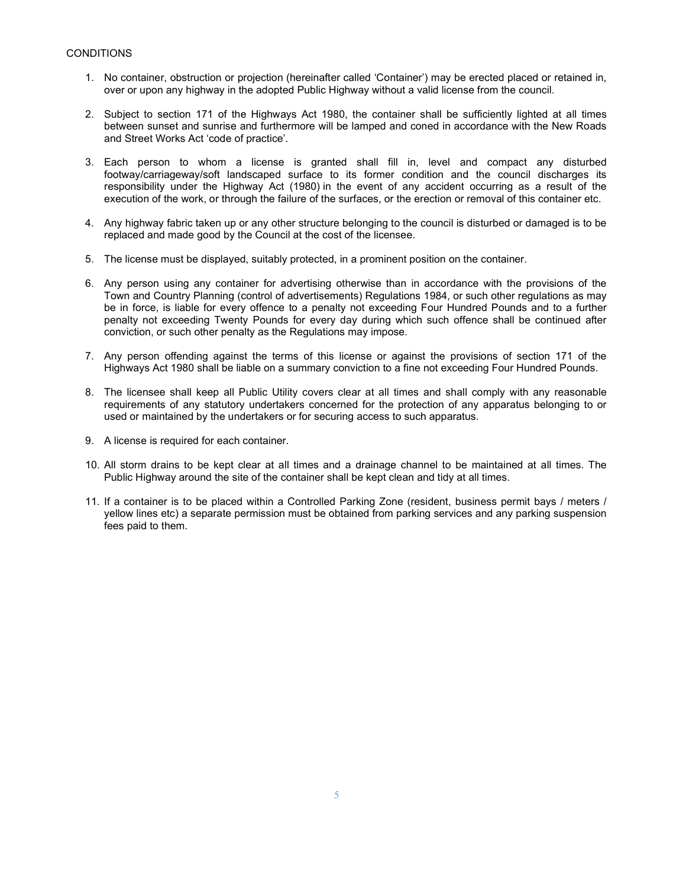CONDITIONS

1. No container, obstruction or projection (hereinafter called 'Container') may be erected placed or retained in, over or upon any highway in the adopted Public Highway without a valid license from the council.

2. Subject to section 171 of the Highways Act 1980, the container shall be sufficiently lighted at all times between sunset and sunrise and furthermore will be lamped and coned in accordance with the New Roads and Street Works Act 'code of practice'.

3. Each person to whom a license is granted shall fill in, level and compact any disturbed footway/carriageway/soft landscaped surface to its former condition and the council discharges its responsibility under the Highway Act (1980) in the event of any accident occurring as a result of the execution of the work, or through the failure of the surfaces, or the erection or removal of this container etc.

4. Any highway fabric taken up or any other structure belonging to the council is disturbed or damaged is to be replaced and made good by the Council at the cost of the licensee.

5. The license must be displayed, suitably protected, in a prominent position on the container.

6. Any person using any container for advertising otherwise than in accordance with the provisions of the Town and Country Planning (control of advertisements) Regulations 1984, or such other regulations as may be in force, is liable for every offence to a penalty not exceeding Four Hundred Pounds and to a further penalty not exceeding Twenty Pounds for every day during which such offence shall be continued after conviction, or such other penalty as the Regulations may impose.

7. Any person offending against the terms of this license or against the provisions of section 171 of the Highways Act 1980 shall be liable on a summary conviction to a fine not exceeding Four Hundred Pounds.

8. The licensee shall keep all Public Utility covers clear at all times and shall comply with any reasonable requirements of any statutory undertakers concerned for the protection of any apparatus belonging to or used or maintained by the undertakers or for securing access to such apparatus.

9. A license is required for each container.

10. All storm drains to be kept clear at all times and a drainage channel to be maintained at all times. The Public Highway around the site of the container shall be kept clean and tidy at all times.

11. If a container is to be placed within a Controlled Parking Zone (resident, business permit bays / meters / yellow lines etc) a separate permission must be obtained from parking services and any parking suspension fees paid to them.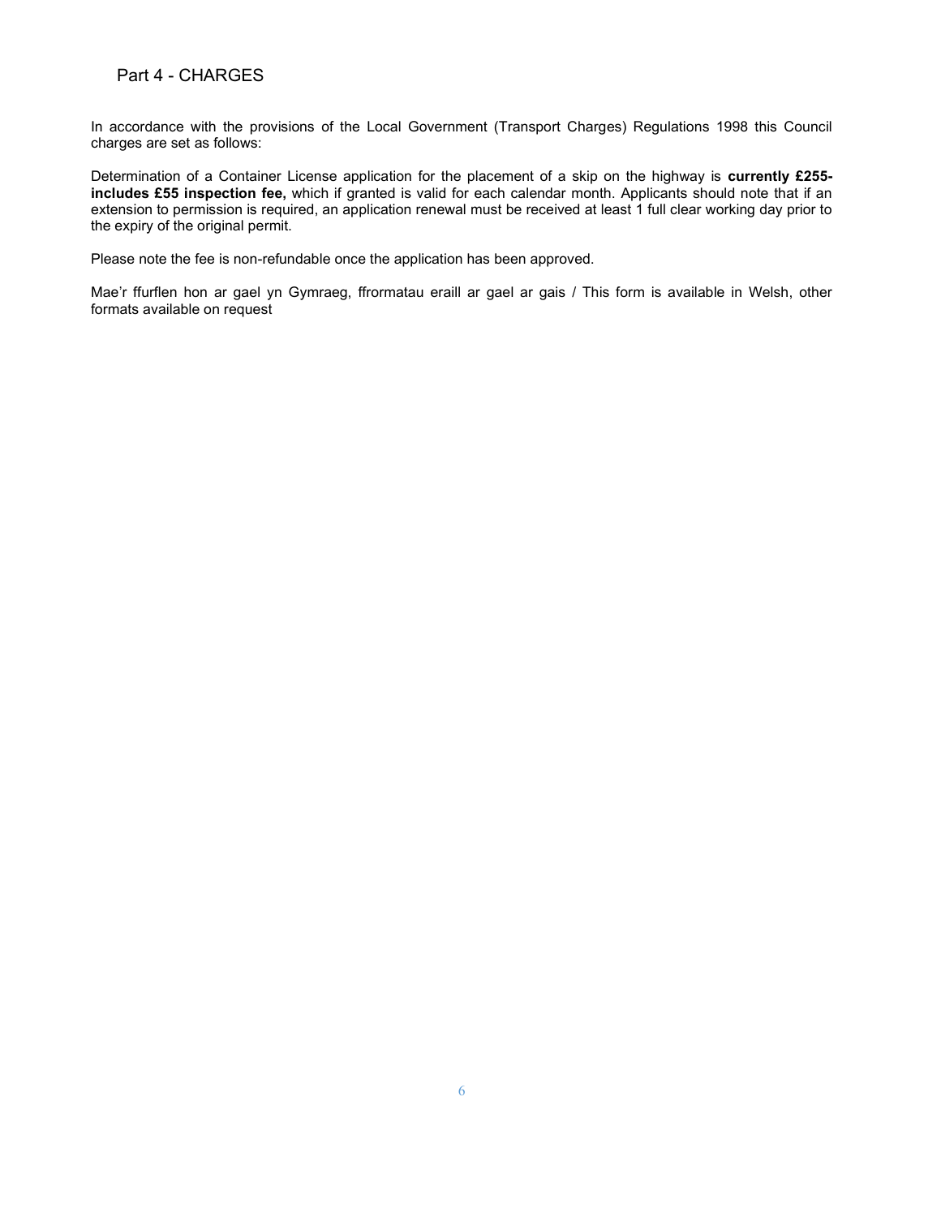## Part 4 - CHARGES

In accordance with the provisions of the Local Government (Transport Charges) Regulations 1998 this Council charges are set as follows:

Determination of a Container License application for the placement of a skip on the highway is **currently £255- includes £55 inspection fee,** which if granted is valid for each calendar month. Applicants should note that if an extension to permission is required, an application renewal must be received at least 1 full clear working day prior to the expiry of the original permit.

Please note the fee is non-refundable once the application has been approved.

Mae'r ffurflen hon ar gael yn Gymraeg, ffrormatau eraill ar gael ar gais / This form is available in Welsh, other formats available on request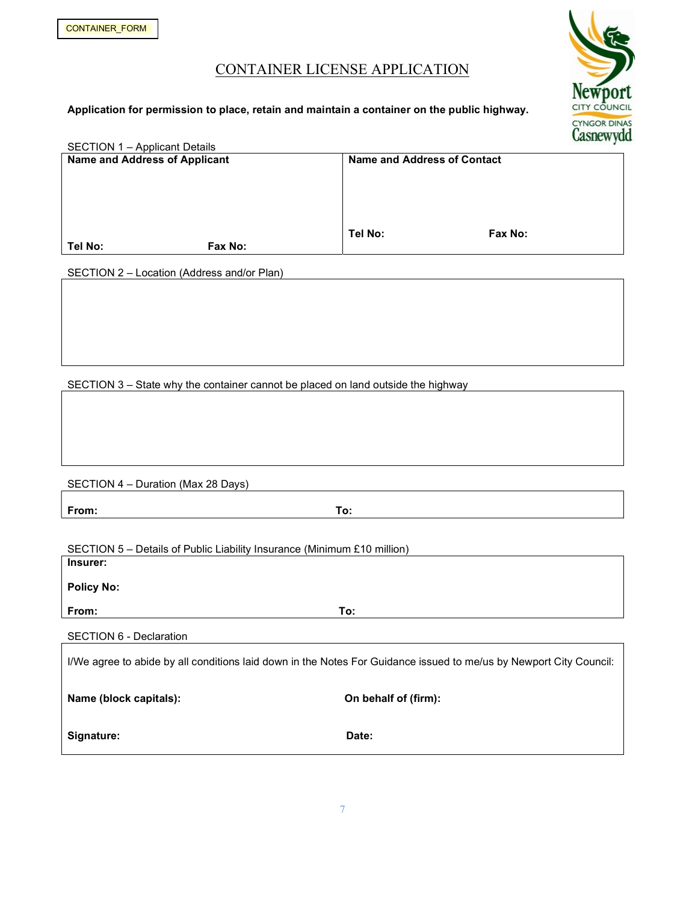CONTAINER_FORM

# CONTAINER LICENSE APPLICATION

**Application for permission to place, retain and maintain a container on the public highway.**

SECTION 1 – Applicant Details

| **Name and Address of Applicant** | **Name and Address of Contact** |
|---|---|
| | |
| **Tel No:** **Fax No:** | **Tel No:** **Fax No:** |

SECTION 2 – Location (Address and/or Plan)

SECTION 3 – State why the container cannot be placed on land outside the highway

SECTION 4 – Duration (Max 28 Days)

**From:** **To:**

SECTION 5 – Details of Public Liability Insurance (Minimum £10 million)

**Insurer:**

**Policy No:**

**From:** **To:**

SECTION 6 - Declaration

I/We agree to abide by all conditions laid down in the Notes For Guidance issued to me/us by Newport City Council:

**Name (block capitals):** **On behalf of (firm):**

**Signature:** **Date:**